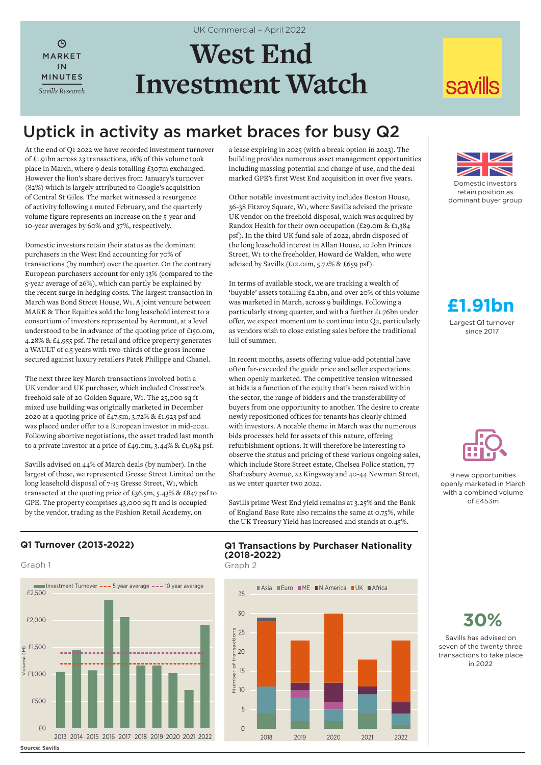UK Commercial – April 2022

MARKET IN MINUTES

*Savills Research*

# West End Investment Watch

savills

## Uptick in activity as market braces for busy Q2

At the end of Q1 2022 we have recorded investment turnover of £1.91bn across 23 transactions, 16% of this volume took place in March, where 9 deals totalling £307m exchanged. However the lion's share derives from January's turnover (82%) which is largely attributed to Google's acquisition of Central St Giles. The market witnessed a resurgence of activity following a muted February, and the quarterly volume figure represents an increase on the 5-year and 10-year averages by 60% and 37%, respectively.

Domestic investors retain their status as the dominant purchasers in the West End accounting for 70% of transactions (by number) over the quarter. On the contrary European purchasers account for only 13% (compared to the 5-year average of 26%), which can partly be explained by the recent surge in hedging costs. The largest transaction in March was Bond Street House, W1. A joint venture between MARK & Thor Equities sold the long leasehold interest to a consortium of investors represented by Aermont, at a level understood to be in advance of the quoting price of £150.0m, 4.28% & £4,955 psf. The retail and office property generates a WAULT of c.5 years with two-thirds of the gross income secured against luxury retailers Patek Philippe and Chanel.

The next three key March transactions involved both a UK vendor and UK purchaser, which included Crosstree's freehold sale of 20 Golden Square, W1. The 25,000 sq ft mixed use building was originally marketed in December 2020 at a quoting price of £47.5m, 3.72% & £1,923 psf and was placed under offer to a European investor in mid-2021. Following abortive negotiations, the asset traded last month to a private investor at a price of £49.0m, 3.44% & £1,984 psf.

Savills advised on 44% of March deals (by number). In the largest of these, we represented Gresse Street Limited on the long leasehold disposal of 7-15 Gresse Street, W1, which transacted at the quoting price of £36.5m, 5.43% & £847 psf to GPE. The property comprises 43,000 sq ft and is occupied by the vendor, trading as the Fashion Retail Academy, on a lease expiring in 2025 (with a break option in 2023). The building provides numerous asset management opportunities including massing potential and change of use, and the deal marked GPE's first West End acquisition in over five years.

Other notable investment activity includes Boston House, 36-38 Fitzroy Square, W1, where Savills advised the private UK vendor on the freehold disposal, which was acquired by Randox Health for their own occupation (£29.0m & £1,384 psf). In the third UK fund sale of 2022, abrdn disposed of the long leasehold interest in Allan House, 10 John Princes Street, W1 to the freeholder, Howard de Walden, who were advised by Savills (£12.01m, 5.72% & £659 psf).

In terms of available stock, we are tracking a wealth of 'buyable' assets totalling £2.1bn, and over 20% of this volume was marketed in March, across 9 buildings. Following a particularly strong quarter, and with a further £1.76bn under offer, we expect momentum to continue into Q2, particularly as vendors wish to close existing sales before the traditional lull of summer.

In recent months, assets offering value-add potential have often far-exceeded the guide price and seller expectations when openly marketed. The competitive tension witnessed at bids is a function of the equity that's been raised within the sector, the range of bidders and the transferability of buyers from one opportunity to another. The desire to create newly repositioned offices for tenants has clearly chimed with investors. A notable theme in March was the numerous bids processes held for assets of this nature, offering refurbishment options. It will therefore be interesting to observe the status and pricing of these various ongoing sales, which include Store Street estate, Chelsea Police station, 77 Shaftesbury Avenue, 22 Kingsway and 40-44 Newman Street, as we enter quarter two 2022.

Savills prime West End yield remains at 3.25% and the Bank of England Base Rate also remains the same at 0.75%, while the UK Treasury Yield has increased and stands at 0.45%.

Domestic investors retain position as dominant buyer group

**£1.91bn**

Largest Q1 turnover since 2017

9 new opportunities openly marketed in March with a combined volume of £453m

**30%**

Savills has advised on seven of the twenty three transactions to take place in 2022

### Q1 Turnover (2013-2022)

Graph 1

### Q1 Transactions by Purchaser Nationality (2018-2022)

Graph 2

**Source: Savills**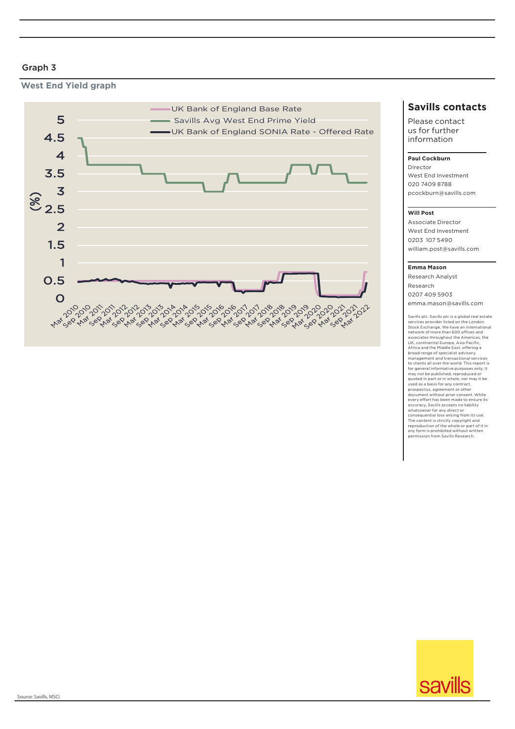Graph 3

## West End Yield graph

UK Bank of England Base Rate
Savills Avg West End Prime Yield
UK Bank of England SONIA Rate - Offered Rate

5
4.5
4
3.5
3
2.5
2
1.5
1
0.5
0

(%)

Mar 2010
Sep 2010
Mar 2011
Sep 2011
Mar 2012
Sep 2012
Mar 2013
Sep 2013
Mar 2014
Sep 2014
Mar 2015
Sep 2015
Mar 2016
Sep 2016
Mar 2017
Sep 2017
Mar 2018
Sep 2018
Mar 2019
Sep 2019
Mar 2020
Sep 2020
Mar 2021
Sep 2021
Mar 2022

Source: Savills, MSCI

## Savills contacts

Please contact us for further information

**Paul Cockburn**
Director
West End Investment
020 7409 8788
pcockburn@savills.com

**Will Post**
Associate Director
West End Investment
0203 107 5490
william.post@savills.com

**Emma Mason**
Research Analyst
Research
0207 409 5903
emma.mason@savills.com

Savills plc: Savills plc is a global real estate services provider listed on the London Stock Exchange. We have an international network of more than 600 offices and associates throughout the Americas, the UK, continental Europe, Asia Pacific, Africa and the Middle East, offering a broad range of specialist advisory, management and transactional services to clients all over the world. This report is for general informative purposes only. It may not be published, reproduced or quoted in part or in whole, nor may it be used as a basis for any contract, prospectus, agreement or other document without prior consent. While every effort has been made to ensure its accuracy, Savills accepts no liability whatsoever for any direct or consequential loss arising from its use. The content is strictly copyright and reproduction of the whole or part of it in any form is prohibited without written permission from Savills Research.

savills